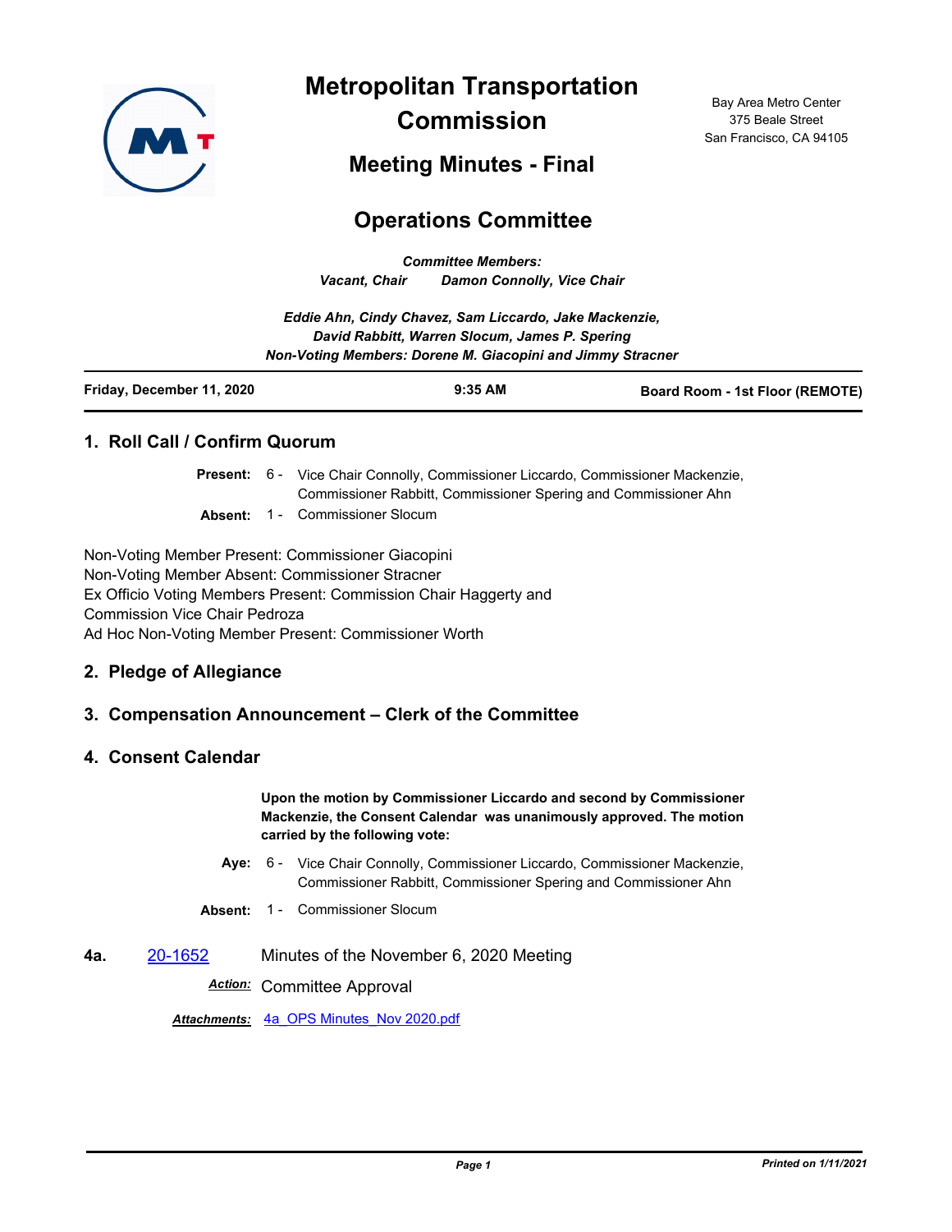# Metropolitan Transportation Commission

Bay Area Metro Center
375 Beale Street
San Francisco, CA 94105

## Meeting Minutes - Final

## Operations Committee

*Committee Members:*
*Vacant, Chair    Damon Connolly, Vice Chair*

*Eddie Ahn, Cindy Chavez, Sam Liccardo, Jake Mackenzie,*
*David Rabbitt, Warren Slocum, James P. Spering*
*Non-Voting Members: Dorene M. Giacopini and Jimmy Stracner*

**Friday, December 11, 2020** | **9:35 AM** | **Board Room - 1st Floor (REMOTE)**

### 1. Roll Call / Confirm Quorum

**Present:** 6 - Vice Chair Connolly, Commissioner Liccardo, Commissioner Mackenzie, Commissioner Rabbitt, Commissioner Spering and Commissioner Ahn

**Absent:** 1 - Commissioner Slocum

Non-Voting Member Present: Commissioner Giacopini
Non-Voting Member Absent: Commissioner Stracner
Ex Officio Voting Members Present: Commission Chair Haggerty and Commission Vice Chair Pedroza
Ad Hoc Non-Voting Member Present: Commissioner Worth

### 2. Pledge of Allegiance

### 3. Compensation Announcement – Clerk of the Committee

### 4. Consent Calendar

**Upon the motion by Commissioner Liccardo and second by Commissioner Mackenzie, the Consent Calendar was unanimously approved. The motion carried by the following vote:**

**Aye:** 6 - Vice Chair Connolly, Commissioner Liccardo, Commissioner Mackenzie, Commissioner Rabbitt, Commissioner Spering and Commissioner Ahn

**Absent:** 1 - Commissioner Slocum

**4a.** 20-1652 Minutes of the November 6, 2020 Meeting

***Action:*** Committee Approval

***Attachments:*** 4a_OPS Minutes_Nov 2020.pdf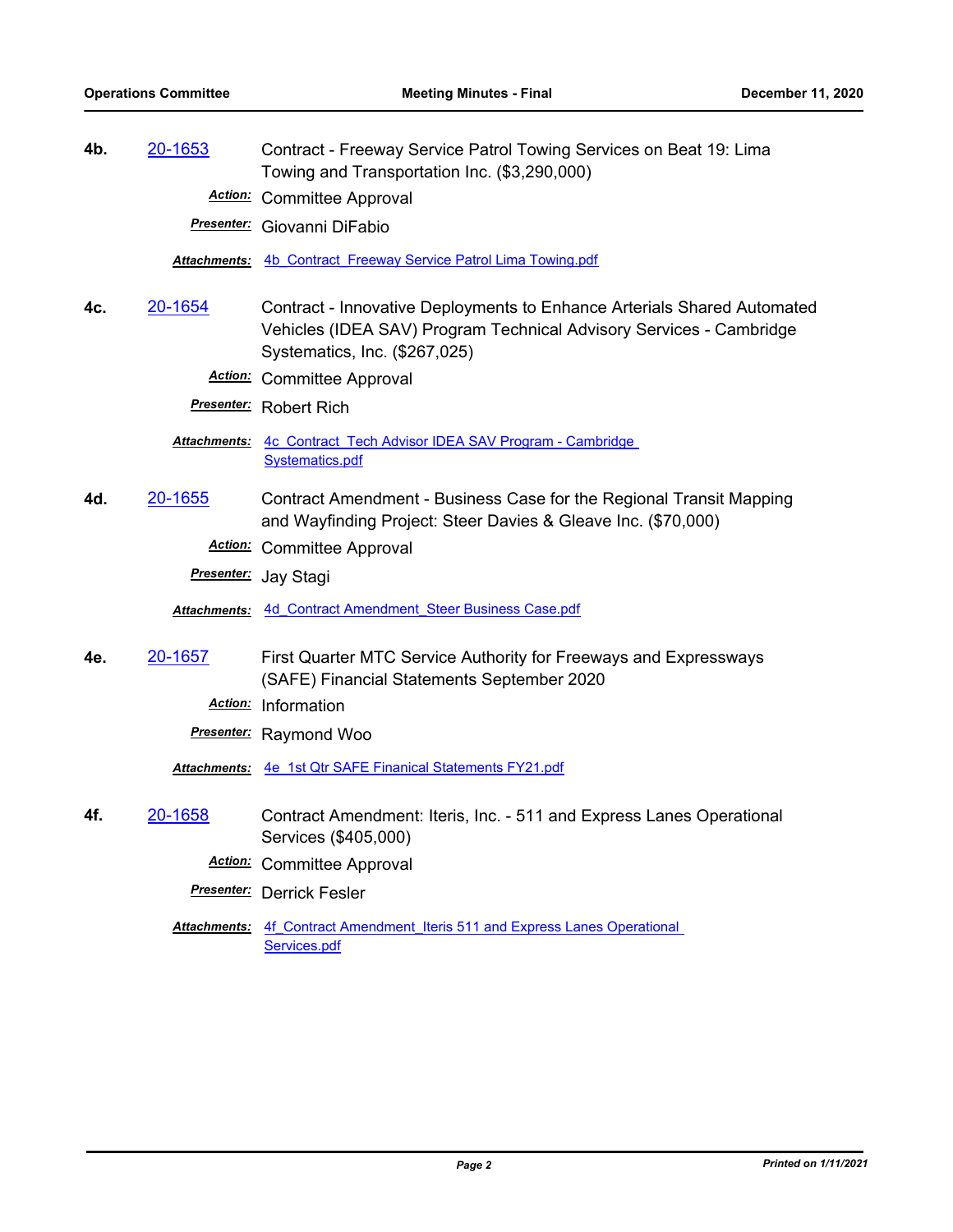**4b.** 20-1653 Contract - Freeway Service Patrol Towing Services on Beat 19: Lima Towing and Transportation Inc. ($3,290,000)

***Action:*** Committee Approval

***Presenter:*** Giovanni DiFabio

***Attachments:*** 4b_Contract_Freeway Service Patrol Lima Towing.pdf

**4c.** 20-1654 Contract - Innovative Deployments to Enhance Arterials Shared Automated Vehicles (IDEA SAV) Program Technical Advisory Services - Cambridge Systematics, Inc. ($267,025)

***Action:*** Committee Approval

***Presenter:*** Robert Rich

***Attachments:*** 4c_Contract_Tech Advisor IDEA SAV Program - Cambridge Systematics.pdf

**4d.** 20-1655 Contract Amendment - Business Case for the Regional Transit Mapping and Wayfinding Project: Steer Davies & Gleave Inc. ($70,000)

***Action:*** Committee Approval

***Presenter:*** Jay Stagi

***Attachments:*** 4d_Contract Amendment_Steer Business Case.pdf

**4e.** 20-1657 First Quarter MTC Service Authority for Freeways and Expressways (SAFE) Financial Statements September 2020

***Action:*** Information

***Presenter:*** Raymond Woo

***Attachments:*** 4e_1st Qtr SAFE Finanical Statements FY21.pdf

**4f.** 20-1658 Contract Amendment: Iteris, Inc. - 511 and Express Lanes Operational Services ($405,000)

***Action:*** Committee Approval

***Presenter:*** Derrick Fesler

***Attachments:*** 4f_Contract Amendment_Iteris 511 and Express Lanes Operational Services.pdf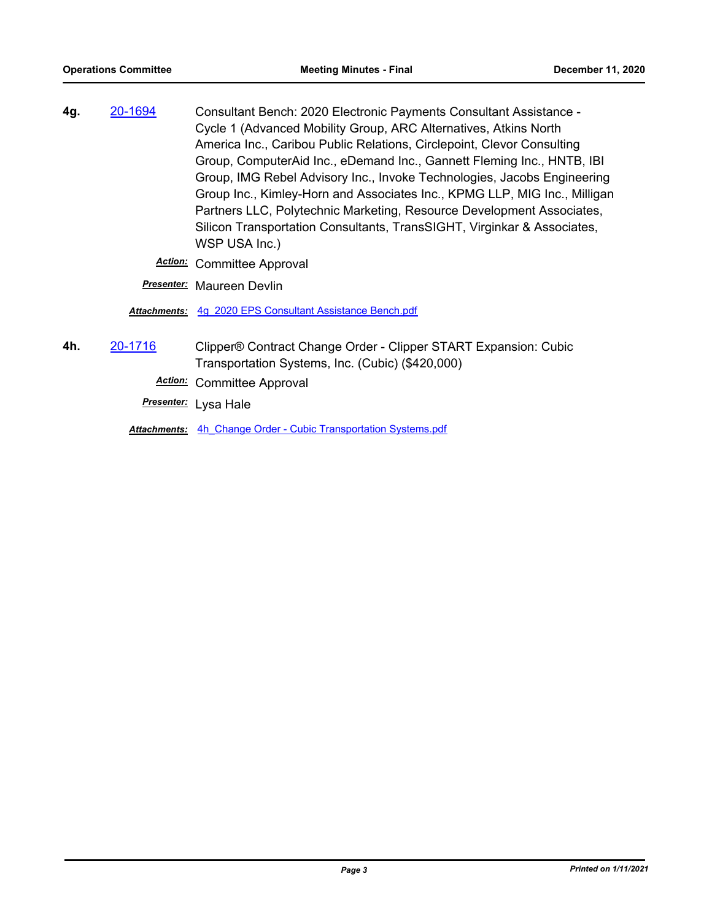**4g.** 20-1694 Consultant Bench: 2020 Electronic Payments Consultant Assistance - Cycle 1 (Advanced Mobility Group, ARC Alternatives, Atkins North America Inc., Caribou Public Relations, Circlepoint, Clevor Consulting Group, ComputerAid Inc., eDemand Inc., Gannett Fleming Inc., HNTB, IBI Group, IMG Rebel Advisory Inc., Invoke Technologies, Jacobs Engineering Group Inc., Kimley-Horn and Associates Inc., KPMG LLP, MIG Inc., Milligan Partners LLC, Polytechnic Marketing, Resource Development Associates, Silicon Transportation Consultants, TransSIGHT, Virginkar & Associates, WSP USA Inc.)

***Action:*** Committee Approval

***Presenter:*** Maureen Devlin

***Attachments:*** 4g_2020 EPS Consultant Assistance Bench.pdf

**4h.** 20-1716 Clipper® Contract Change Order - Clipper START Expansion: Cubic Transportation Systems, Inc. (Cubic) ($420,000)

***Action:*** Committee Approval

***Presenter:*** Lysa Hale

***Attachments:*** 4h_Change Order - Cubic Transportation Systems.pdf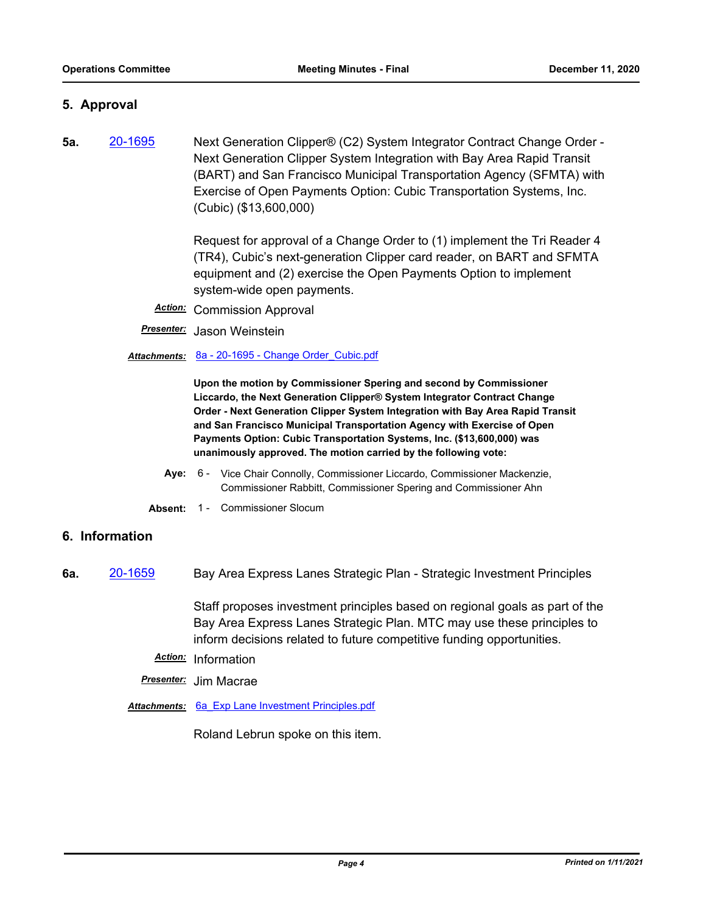## 5. Approval

**5a.** [20-1695](20-1695) Next Generation Clipper® (C2) System Integrator Contract Change Order - Next Generation Clipper System Integration with Bay Area Rapid Transit (BART) and San Francisco Municipal Transportation Agency (SFMTA) with Exercise of Open Payments Option: Cubic Transportation Systems, Inc. (Cubic) ($13,600,000)

Request for approval of a Change Order to (1) implement the Tri Reader 4 (TR4), Cubic's next-generation Clipper card reader, on BART and SFMTA equipment and (2) exercise the Open Payments Option to implement system-wide open payments.

***Action:*** Commission Approval

***Presenter:*** Jason Weinstein

***Attachments:*** 8a - 20-1695 - Change Order_Cubic.pdf

**Upon the motion by Commissioner Spering and second by Commissioner Liccardo, the Next Generation Clipper® System Integrator Contract Change Order - Next Generation Clipper System Integration with Bay Area Rapid Transit and San Francisco Municipal Transportation Agency with Exercise of Open Payments Option: Cubic Transportation Systems, Inc. ($13,600,000) was unanimously approved. The motion carried by the following vote:**

**Aye:** 6 - Vice Chair Connolly, Commissioner Liccardo, Commissioner Mackenzie, Commissioner Rabbitt, Commissioner Spering and Commissioner Ahn

**Absent:** 1 - Commissioner Slocum

## 6. Information

**6a.** [20-1659](20-1659) Bay Area Express Lanes Strategic Plan - Strategic Investment Principles

Staff proposes investment principles based on regional goals as part of the Bay Area Express Lanes Strategic Plan. MTC may use these principles to inform decisions related to future competitive funding opportunities.

***Action:*** Information

***Presenter:*** Jim Macrae

***Attachments:*** 6a_Exp Lane Investment Principles.pdf

Roland Lebrun spoke on this item.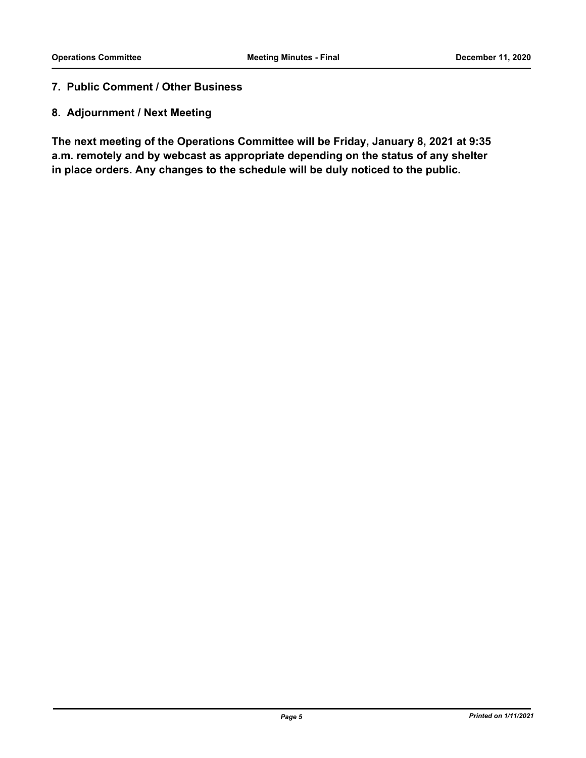## 7. Public Comment / Other Business

## 8. Adjournment / Next Meeting

**The next meeting of the Operations Committee will be Friday, January 8, 2021 at 9:35 a.m. remotely and by webcast as appropriate depending on the status of any shelter in place orders. Any changes to the schedule will be duly noticed to the public.**